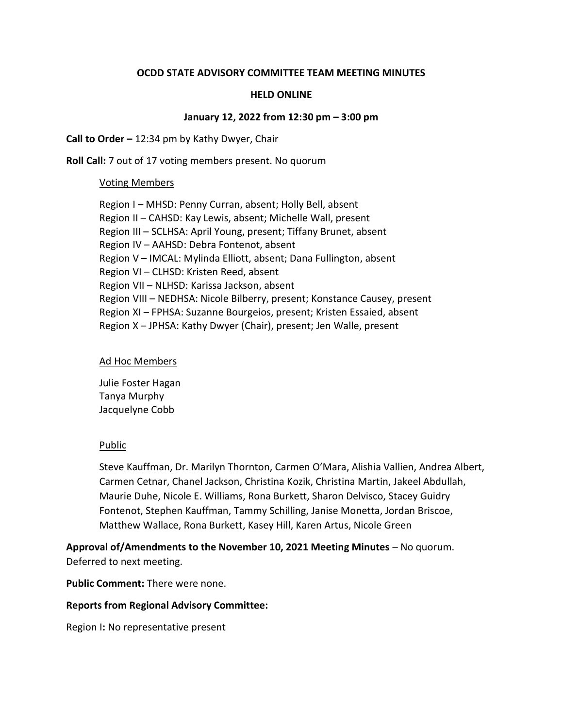**OCDD STATE ADVISORY COMMITTEE TEAM MEETING MINUTES**

**HELD ONLINE**

**January 12, 2022 from 12:30 pm – 3:00 pm**

**Call to Order –** 12:34 pm by Kathy Dwyer, Chair

**Roll Call:** 7 out of 17 voting members present. No quorum

Voting Members

Region I – MHSD: Penny Curran, absent; Holly Bell, absent
Region II – CAHSD: Kay Lewis, absent; Michelle Wall, present
Region III – SCLHSA: April Young, present; Tiffany Brunet, absent
Region IV – AAHSD: Debra Fontenot, absent
Region V – IMCAL: Mylinda Elliott, absent; Dana Fullington, absent
Region VI – CLHSD: Kristen Reed, absent
Region VII – NLHSD: Karissa Jackson, absent
Region VIII – NEDHSA: Nicole Bilberry, present; Konstance Causey, present
Region XI – FPHSA: Suzanne Bourgeios, present; Kristen Essaied, absent
Region X – JPHSA: Kathy Dwyer (Chair), present; Jen Walle, present

Ad Hoc Members

Julie Foster Hagan
Tanya Murphy
Jacquelyne Cobb

Public

Steve Kauffman, Dr. Marilyn Thornton, Carmen O'Mara, Alishia Vallien, Andrea Albert, Carmen Cetnar, Chanel Jackson, Christina Kozik, Christina Martin, Jakeel Abdullah, Maurie Duhe, Nicole E. Williams, Rona Burkett, Sharon Delvisco, Stacey Guidry Fontenot, Stephen Kauffman, Tammy Schilling, Janise Monetta, Jordan Briscoe, Matthew Wallace, Rona Burkett, Kasey Hill, Karen Artus, Nicole Green

**Approval of/Amendments to the November 10, 2021 Meeting Minutes** – No quorum. Deferred to next meeting.

**Public Comment:** There were none.

**Reports from Regional Advisory Committee:**

Region I**:** No representative present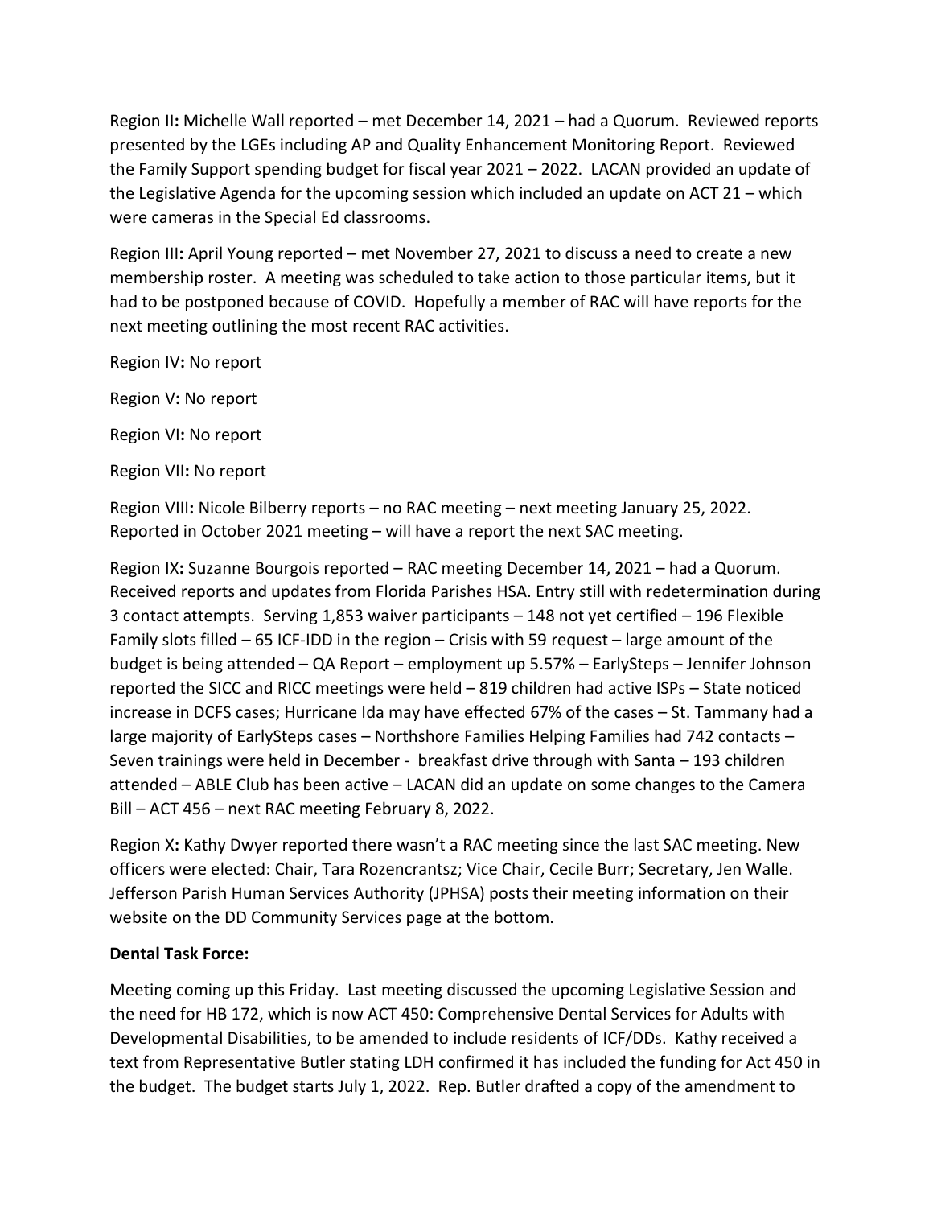Region II**:** Michelle Wall reported – met December 14, 2021 – had a Quorum. Reviewed reports presented by the LGEs including AP and Quality Enhancement Monitoring Report. Reviewed the Family Support spending budget for fiscal year 2021 – 2022. LACAN provided an update of the Legislative Agenda for the upcoming session which included an update on ACT 21 – which were cameras in the Special Ed classrooms.

Region III**:** April Young reported – met November 27, 2021 to discuss a need to create a new membership roster. A meeting was scheduled to take action to those particular items, but it had to be postponed because of COVID. Hopefully a member of RAC will have reports for the next meeting outlining the most recent RAC activities.

Region IV**:** No report

Region V**:** No report

Region VI**:** No report

Region VII**:** No report

Region VIII**:** Nicole Bilberry reports – no RAC meeting – next meeting January 25, 2022. Reported in October 2021 meeting – will have a report the next SAC meeting.

Region IX**:** Suzanne Bourgois reported – RAC meeting December 14, 2021 – had a Quorum. Received reports and updates from Florida Parishes HSA. Entry still with redetermination during 3 contact attempts. Serving 1,853 waiver participants – 148 not yet certified – 196 Flexible Family slots filled – 65 ICF-IDD in the region – Crisis with 59 request – large amount of the budget is being attended – QA Report – employment up 5.57% – EarlySteps – Jennifer Johnson reported the SICC and RICC meetings were held – 819 children had active ISPs – State noticed increase in DCFS cases; Hurricane Ida may have effected 67% of the cases – St. Tammany had a large majority of EarlySteps cases – Northshore Families Helping Families had 742 contacts – Seven trainings were held in December - breakfast drive through with Santa – 193 children attended – ABLE Club has been active – LACAN did an update on some changes to the Camera Bill – ACT 456 – next RAC meeting February 8, 2022.

Region X**:** Kathy Dwyer reported there wasn't a RAC meeting since the last SAC meeting. New officers were elected: Chair, Tara Rozencrantsz; Vice Chair, Cecile Burr; Secretary, Jen Walle. Jefferson Parish Human Services Authority (JPHSA) posts their meeting information on their website on the DD Community Services page at the bottom.

**Dental Task Force:**

Meeting coming up this Friday. Last meeting discussed the upcoming Legislative Session and the need for HB 172, which is now ACT 450: Comprehensive Dental Services for Adults with Developmental Disabilities, to be amended to include residents of ICF/DDs. Kathy received a text from Representative Butler stating LDH confirmed it has included the funding for Act 450 in the budget. The budget starts July 1, 2022. Rep. Butler drafted a copy of the amendment to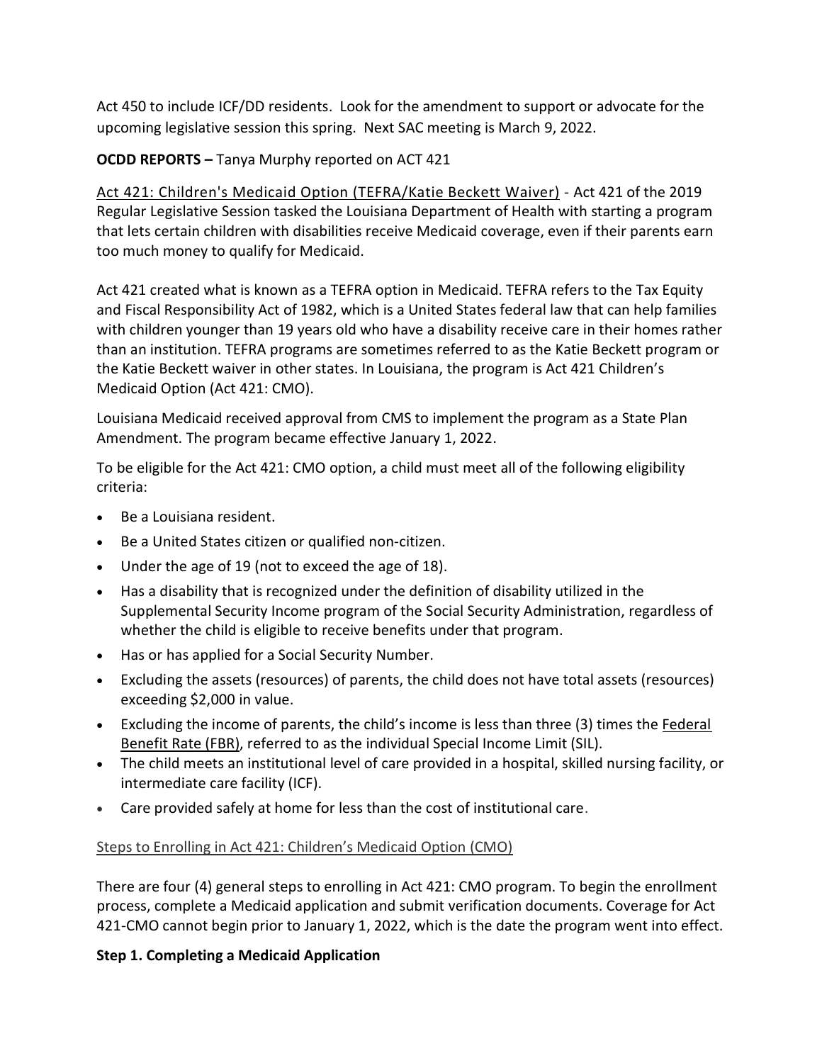Act 450 to include ICF/DD residents. Look for the amendment to support or advocate for the upcoming legislative session this spring. Next SAC meeting is March 9, 2022.

**OCDD REPORTS –** Tanya Murphy reported on ACT 421

Act 421: Children's Medicaid Option (TEFRA/Katie Beckett Waiver) - Act 421 of the 2019 Regular Legislative Session tasked the Louisiana Department of Health with starting a program that lets certain children with disabilities receive Medicaid coverage, even if their parents earn too much money to qualify for Medicaid.

Act 421 created what is known as a TEFRA option in Medicaid. TEFRA refers to the Tax Equity and Fiscal Responsibility Act of 1982, which is a United States federal law that can help families with children younger than 19 years old who have a disability receive care in their homes rather than an institution. TEFRA programs are sometimes referred to as the Katie Beckett program or the Katie Beckett waiver in other states. In Louisiana, the program is Act 421 Children's Medicaid Option (Act 421: CMO).

Louisiana Medicaid received approval from CMS to implement the program as a State Plan Amendment. The program became effective January 1, 2022.

To be eligible for the Act 421: CMO option, a child must meet all of the following eligibility criteria:

- Be a Louisiana resident.
- Be a United States citizen or qualified non-citizen.
- Under the age of 19 (not to exceed the age of 18).
- Has a disability that is recognized under the definition of disability utilized in the Supplemental Security Income program of the Social Security Administration, regardless of whether the child is eligible to receive benefits under that program.
- Has or has applied for a Social Security Number.
- Excluding the assets (resources) of parents, the child does not have total assets (resources) exceeding $2,000 in value.
- Excluding the income of parents, the child's income is less than three (3) times the Federal Benefit Rate (FBR), referred to as the individual Special Income Limit (SIL).
- The child meets an institutional level of care provided in a hospital, skilled nursing facility, or intermediate care facility (ICF).
- Care provided safely at home for less than the cost of institutional care.

Steps to Enrolling in Act 421: Children's Medicaid Option (CMO)

There are four (4) general steps to enrolling in Act 421: CMO program. To begin the enrollment process, complete a Medicaid application and submit verification documents. Coverage for Act 421-CMO cannot begin prior to January 1, 2022, which is the date the program went into effect.

**Step 1. Completing a Medicaid Application**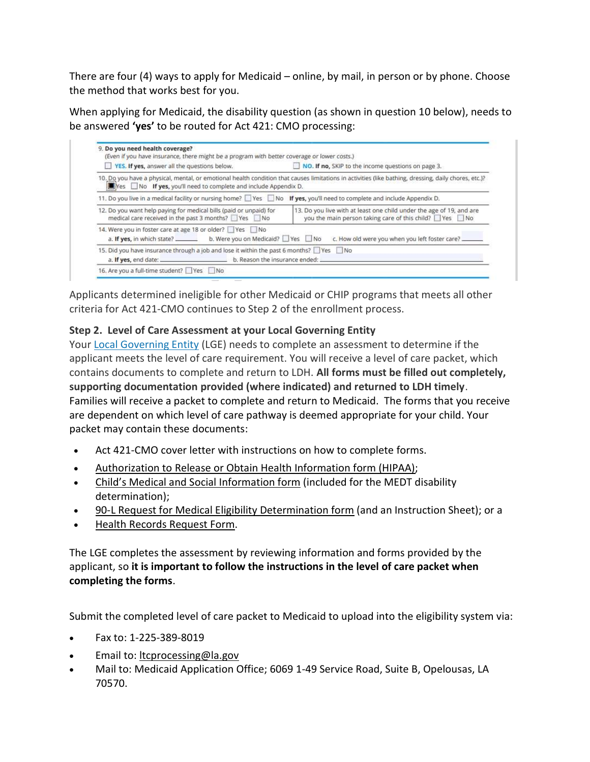There are four (4) ways to apply for Medicaid – online, by mail, in person or by phone. Choose the method that works best for you.

When applying for Medicaid, the disability question (as shown in question 10 below), needs to be answered **'yes'** to be routed for Act 421: CMO processing:

9. **Do you need health coverage?**
(Even if you have insurance, there might be a program with better coverage or lower costs.)
☐ **YES. If yes,** answer all the questions below. ☐ **NO. If no,** SKIP to the income questions on page 3.

10. Do you have a physical, mental, or emotional health condition that causes limitations in activities (like bathing, dressing, daily chores, etc.)?
☒ Yes ☐ No **If yes,** you'll need to complete and include Appendix D.

11. Do you live in a medical facility or nursing home? ☐ Yes ☐ No **If yes,** you'll need to complete and include Appendix D.

12. Do you want help paying for medical bills (paid or unpaid) for medical care received in the past 3 months? ☐ Yes ☐ No

13. Do you live with at least one child under the age of 19, and are you the main person taking care of this child? ☐ Yes ☐ No

14. Were you in foster care at age 18 or older? ☐ Yes ☐ No
a. **If yes,** in which state? ______ b. Were you on Medicaid? ☐ Yes ☐ No c. How old were you when you left foster care? ______

15. Did you have insurance through a job and lose it within the past 6 months? ☐ Yes ☐ No
a. **If yes,** end date: ______ b. Reason the insurance ended: ______

16. Are you a full-time student? ☐ Yes ☐ No

Applicants determined ineligible for other Medicaid or CHIP programs that meets all other criteria for Act 421-CMO continues to Step 2 of the enrollment process.

**Step 2. Level of Care Assessment at your Local Governing Entity**

Your Local Governing Entity (LGE) needs to complete an assessment to determine if the applicant meets the level of care requirement. You will receive a level of care packet, which contains documents to complete and return to LDH. **All forms must be filled out completely, supporting documentation provided (where indicated) and returned to LDH timely**. Families will receive a packet to complete and return to Medicaid. The forms that you receive are dependent on which level of care pathway is deemed appropriate for your child. Your packet may contain these documents:

- Act 421-CMO cover letter with instructions on how to complete forms.
- Authorization to Release or Obtain Health Information form (HIPAA);
- Child's Medical and Social Information form (included for the MEDT disability determination);
- 90-L Request for Medical Eligibility Determination form (and an Instruction Sheet); or a
- Health Records Request Form.

The LGE completes the assessment by reviewing information and forms provided by the applicant, so **it is important to follow the instructions in the level of care packet when completing the forms**.

Submit the completed level of care packet to Medicaid to upload into the eligibility system via:

- Fax to: 1-225-389-8019
- Email to: ltcprocessing@la.gov
- Mail to: Medicaid Application Office; 6069 1-49 Service Road, Suite B, Opelousas, LA 70570.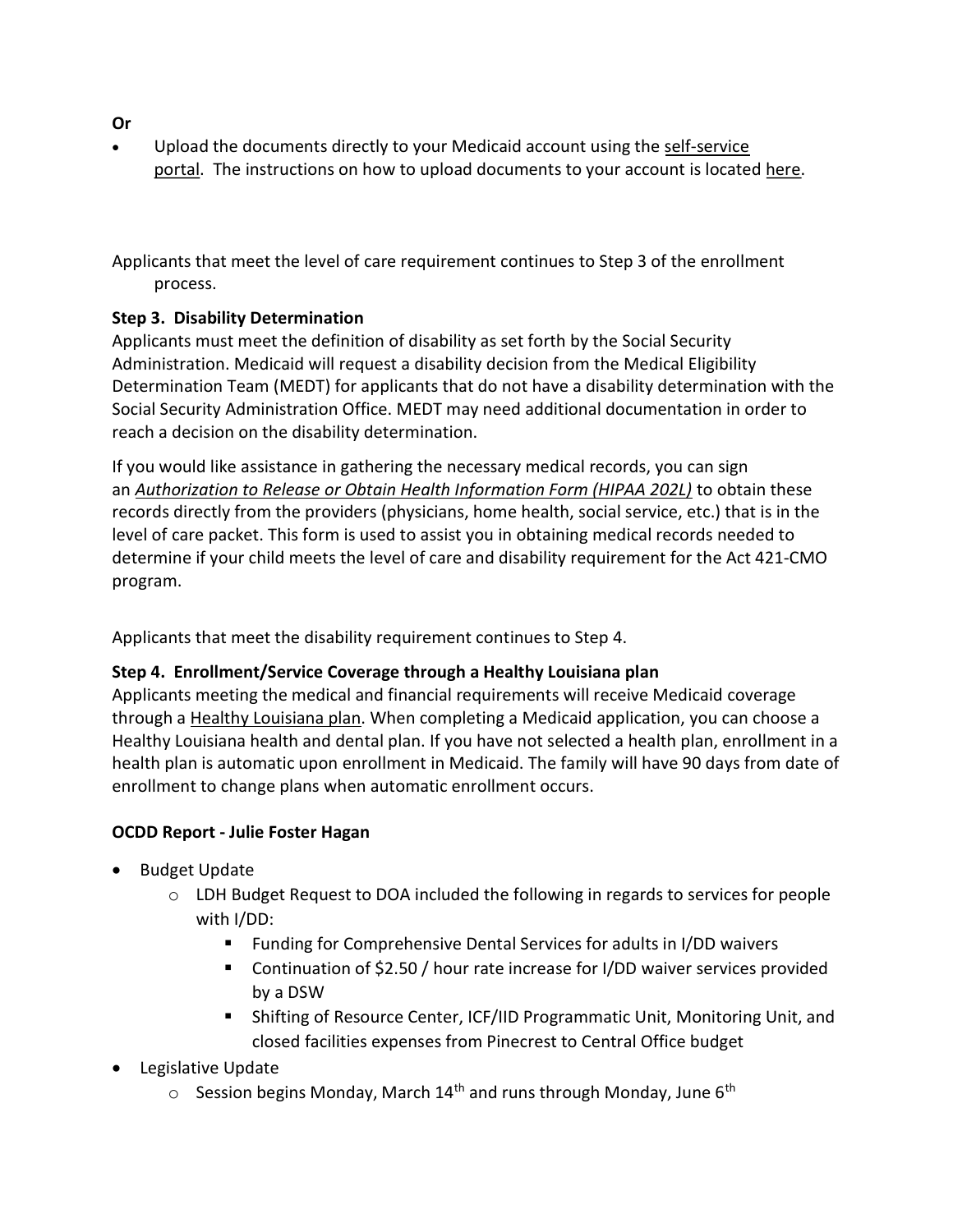**Or**

- Upload the documents directly to your Medicaid account using the self-service portal. The instructions on how to upload documents to your account is located here.

Applicants that meet the level of care requirement continues to Step 3 of the enrollment process.

**Step 3. Disability Determination**

Applicants must meet the definition of disability as set forth by the Social Security Administration. Medicaid will request a disability decision from the Medical Eligibility Determination Team (MEDT) for applicants that do not have a disability determination with the Social Security Administration Office. MEDT may need additional documentation in order to reach a decision on the disability determination.

If you would like assistance in gathering the necessary medical records, you can sign an *Authorization to Release or Obtain Health Information Form (HIPAA 202L)* to obtain these records directly from the providers (physicians, home health, social service, etc.) that is in the level of care packet. This form is used to assist you in obtaining medical records needed to determine if your child meets the level of care and disability requirement for the Act 421-CMO program.

Applicants that meet the disability requirement continues to Step 4.

**Step 4. Enrollment/Service Coverage through a Healthy Louisiana plan**

Applicants meeting the medical and financial requirements will receive Medicaid coverage through a Healthy Louisiana plan. When completing a Medicaid application, you can choose a Healthy Louisiana health and dental plan. If you have not selected a health plan, enrollment in a health plan is automatic upon enrollment in Medicaid. The family will have 90 days from date of enrollment to change plans when automatic enrollment occurs.

**OCDD Report - Julie Foster Hagan**

- Budget Update
  - LDH Budget Request to DOA included the following in regards to services for people with I/DD:
    - Funding for Comprehensive Dental Services for adults in I/DD waivers
    - Continuation of $2.50 / hour rate increase for I/DD waiver services provided by a DSW
    - Shifting of Resource Center, ICF/IID Programmatic Unit, Monitoring Unit, and closed facilities expenses from Pinecrest to Central Office budget
- Legislative Update
  - Session begins Monday, March 14th and runs through Monday, June 6th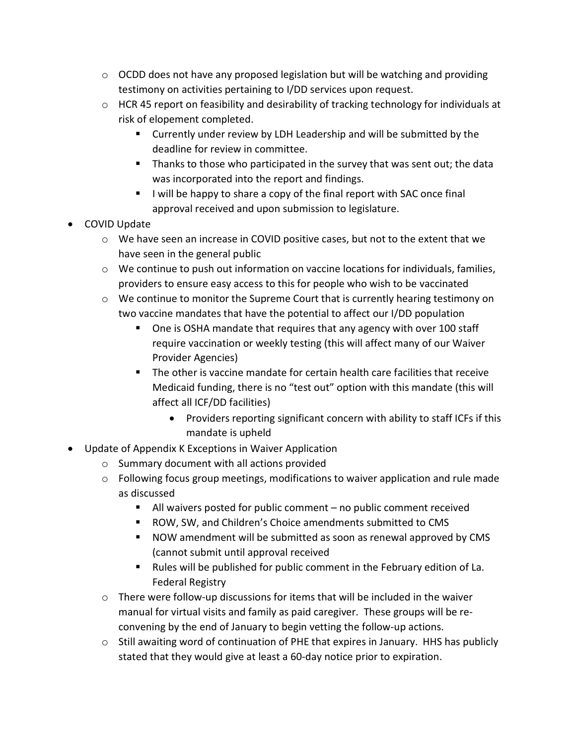- OCDD does not have any proposed legislation but will be watching and providing testimony on activities pertaining to I/DD services upon request.
  - HCR 45 report on feasibility and desirability of tracking technology for individuals at risk of elopement completed.
    - Currently under review by LDH Leadership and will be submitted by the deadline for review in committee.
    - Thanks to those who participated in the survey that was sent out; the data was incorporated into the report and findings.
    - I will be happy to share a copy of the final report with SAC once final approval received and upon submission to legislature.
- COVID Update
  - We have seen an increase in COVID positive cases, but not to the extent that we have seen in the general public
  - We continue to push out information on vaccine locations for individuals, families, providers to ensure easy access to this for people who wish to be vaccinated
  - We continue to monitor the Supreme Court that is currently hearing testimony on two vaccine mandates that have the potential to affect our I/DD population
    - One is OSHA mandate that requires that any agency with over 100 staff require vaccination or weekly testing (this will affect many of our Waiver Provider Agencies)
    - The other is vaccine mandate for certain health care facilities that receive Medicaid funding, there is no "test out" option with this mandate (this will affect all ICF/DD facilities)
      - Providers reporting significant concern with ability to staff ICFs if this mandate is upheld
- Update of Appendix K Exceptions in Waiver Application
  - Summary document with all actions provided
  - Following focus group meetings, modifications to waiver application and rule made as discussed
    - All waivers posted for public comment – no public comment received
    - ROW, SW, and Children's Choice amendments submitted to CMS
    - NOW amendment will be submitted as soon as renewal approved by CMS (cannot submit until approval received
    - Rules will be published for public comment in the February edition of La. Federal Registry
  - There were follow-up discussions for items that will be included in the waiver manual for virtual visits and family as paid caregiver. These groups will be re-convening by the end of January to begin vetting the follow-up actions.
  - Still awaiting word of continuation of PHE that expires in January. HHS has publicly stated that they would give at least a 60-day notice prior to expiration.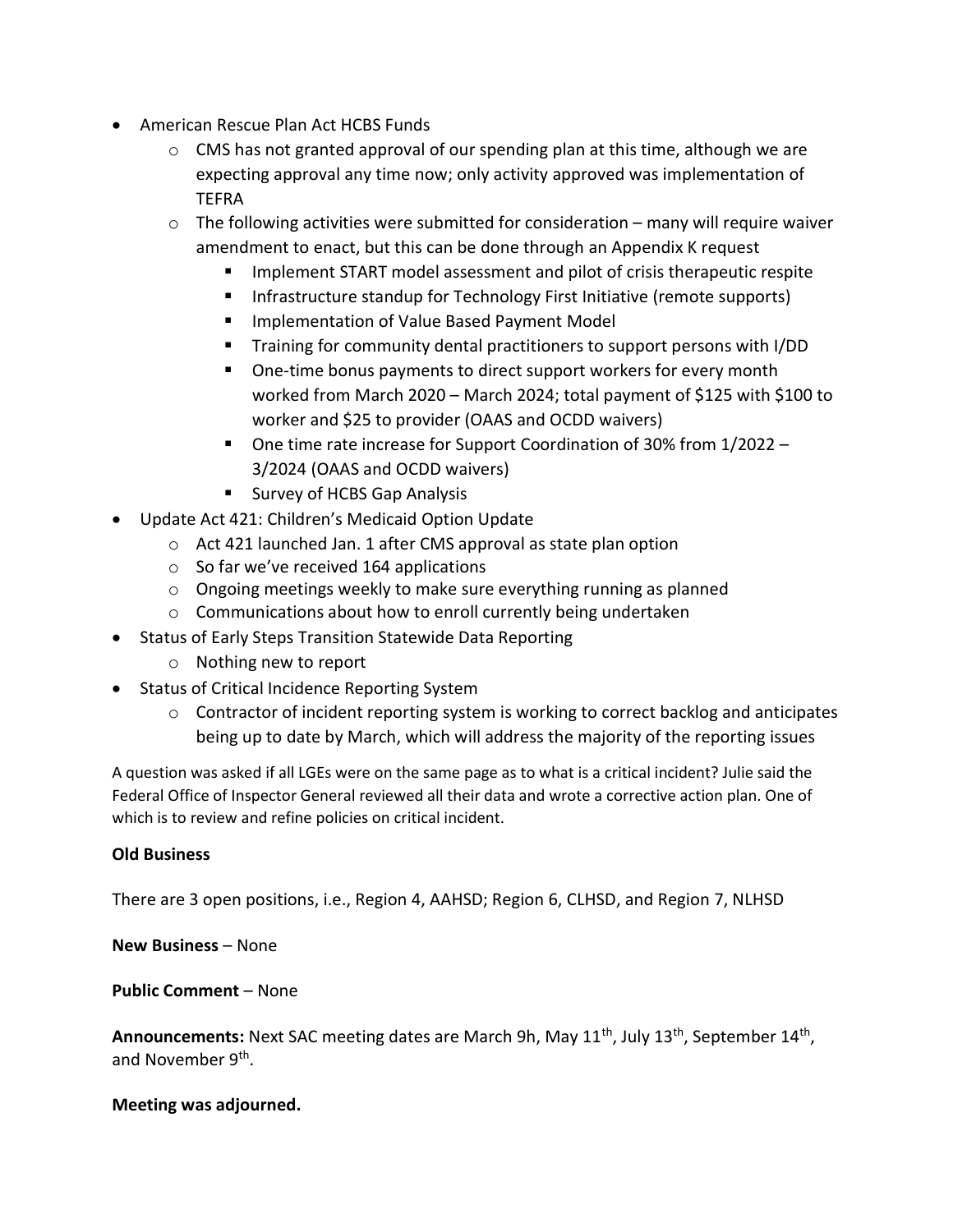- American Rescue Plan Act HCBS Funds
    - CMS has not granted approval of our spending plan at this time, although we are expecting approval any time now; only activity approved was implementation of TEFRA
    - The following activities were submitted for consideration – many will require waiver amendment to enact, but this can be done through an Appendix K request
        - Implement START model assessment and pilot of crisis therapeutic respite
        - Infrastructure standup for Technology First Initiative (remote supports)
        - Implementation of Value Based Payment Model
        - Training for community dental practitioners to support persons with I/DD
        - One-time bonus payments to direct support workers for every month worked from March 2020 – March 2024; total payment of $125 with $100 to worker and $25 to provider (OAAS and OCDD waivers)
        - One time rate increase for Support Coordination of 30% from 1/2022 – 3/2024 (OAAS and OCDD waivers)
        - Survey of HCBS Gap Analysis
- Update Act 421: Children's Medicaid Option Update
    - Act 421 launched Jan. 1 after CMS approval as state plan option
    - So far we've received 164 applications
    - Ongoing meetings weekly to make sure everything running as planned
    - Communications about how to enroll currently being undertaken
- Status of Early Steps Transition Statewide Data Reporting
    - Nothing new to report
- Status of Critical Incidence Reporting System
    - Contractor of incident reporting system is working to correct backlog and anticipates being up to date by March, which will address the majority of the reporting issues

A question was asked if all LGEs were on the same page as to what is a critical incident? Julie said the Federal Office of Inspector General reviewed all their data and wrote a corrective action plan. One of which is to review and refine policies on critical incident.

**Old Business**

There are 3 open positions, i.e., Region 4, AAHSD; Region 6, CLHSD, and Region 7, NLHSD

**New Business** – None

**Public Comment** – None

**Announcements:** Next SAC meeting dates are March 9h, May 11th, July 13th, September 14th, and November 9th.

**Meeting was adjourned.**